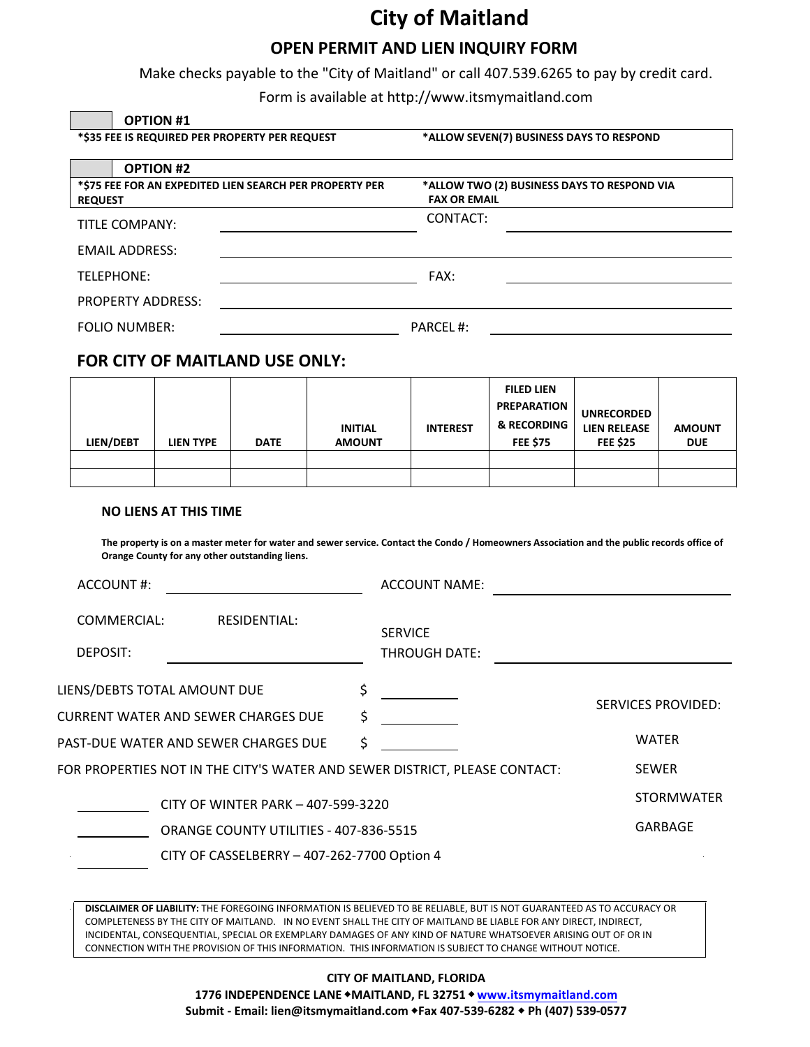# City of Maitland

## OPEN PERMIT AND LIEN INQUIRY FORM

Make checks payable to the "City of Maitland" or call 407.539.6265 to pay by credit card.

Form is available at http://www.itsmymaitland.com

**OPTION #1**

**\*$35 FEE IS REQUIRED PER PROPERTY PER REQUEST** **\*ALLOW SEVEN(7) BUSINESS DAYS TO RESPOND**

**OPTION #2**

**\*$75 FEE FOR AN EXPEDITED LIEN SEARCH PER PROPERTY PER REQUEST** **\*ALLOW TWO (2) BUSINESS DAYS TO RESPOND VIA FAX OR EMAIL**

TITLE COMPANY: ____________________ CONTACT: ____________________

EMAIL ADDRESS: ____________________

TELEPHONE: ____________________ FAX: ____________________

PROPERTY ADDRESS: ____________________

FOLIO NUMBER: ____________________ PARCEL #: ____________________

### FOR CITY OF MAITLAND USE ONLY:

| LIEN/DEBT | LIEN TYPE | DATE | INITIAL AMOUNT | INTEREST | FILED LIEN PREPARATION & RECORDING FEE $75 | UNRECORDED LIEN RELEASE FEE $25 | AMOUNT DUE |
|---|---|---|---|---|---|---|---|
| | | | | | | | |
| | | | | | | | |

**NO LIENS AT THIS TIME**

**The property is on a master meter for water and sewer service. Contact the Condo / Homeowners Association and the public records office of Orange County for any other outstanding liens.**

ACCOUNT #: ____________________ ACCOUNT NAME: ____________________

COMMERCIAL: RESIDENTIAL:

DEPOSIT: ____________________ SERVICE THROUGH DATE: ____________________

LIENS/DEBTS TOTAL AMOUNT DUE $ __________

CURRENT WATER AND SEWER CHARGES DUE $ __________

PAST-DUE WATER AND SEWER CHARGES DUE $ __________

SERVICES PROVIDED:

- WATER
- SEWER
- STORMWATER
- GARBAGE

FOR PROPERTIES NOT IN THE CITY'S WATER AND SEWER DISTRICT, PLEASE CONTACT:

__________ CITY OF WINTER PARK – 407-599-3220

__________ ORANGE COUNTY UTILITIES - 407-836-5515

__________ CITY OF CASSELBERRY – 407-262-7700 Option 4

**DISCLAIMER OF LIABILITY:** THE FOREGOING INFORMATION IS BELIEVED TO BE RELIABLE, BUT IS NOT GUARANTEED AS TO ACCURACY OR COMPLETENESS BY THE CITY OF MAITLAND. IN NO EVENT SHALL THE CITY OF MAITLAND BE LIABLE FOR ANY DIRECT, INDIRECT, INCIDENTAL, CONSEQUENTIAL, SPECIAL OR EXEMPLARY DAMAGES OF ANY KIND OF NATURE WHATSOEVER ARISING OUT OF OR IN CONNECTION WITH THE PROVISION OF THIS INFORMATION. THIS INFORMATION IS SUBJECT TO CHANGE WITHOUT NOTICE.

**CITY OF MAITLAND, FLORIDA**

**1776 INDEPENDENCE LANE ◆MAITLAND, FL 32751 ◆ www.itsmymaitland.com**

**Submit - Email: lien@itsmymaitland.com ◆Fax 407-539-6282 ◆ Ph (407) 539-0577**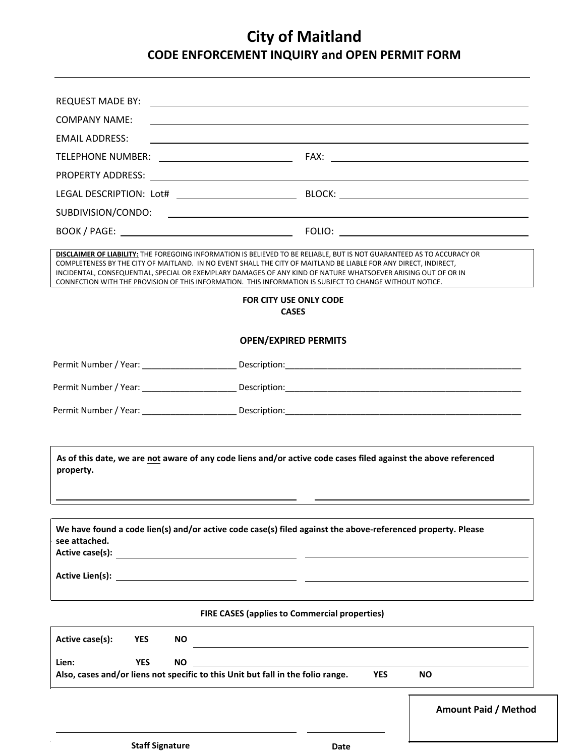# City of Maitland

## CODE ENFORCEMENT INQUIRY and OPEN PERMIT FORM

REQUEST MADE BY: ______________________________

COMPANY NAME: ______________________________

EMAIL ADDRESS: ______________________________

TELEPHONE NUMBER: ______________ FAX: ______________

PROPERTY ADDRESS: ______________________________

LEGAL DESCRIPTION: Lot# ______________ BLOCK: ______________

SUBDIVISION/CONDO: ______________________________

BOOK / PAGE: ______________ FOLIO: ______________

**DISCLAIMER OF LIABILITY:** THE FOREGOING INFORMATION IS BELIEVED TO BE RELIABLE, BUT IS NOT GUARANTEED AS TO ACCURACY OR COMPLETENESS BY THE CITY OF MAITLAND. IN NO EVENT SHALL THE CITY OF MAITLAND BE LIABLE FOR ANY DIRECT, INDIRECT, INCIDENTAL, CONSEQUENTIAL, SPECIAL OR EXEMPLARY DAMAGES OF ANY KIND OF NATURE WHATSOEVER ARISING OUT OF OR IN CONNECTION WITH THE PROVISION OF THIS INFORMATION. THIS INFORMATION IS SUBJECT TO CHANGE WITHOUT NOTICE.

**FOR CITY USE ONLY CODE CASES**

**OPEN/EXPIRED PERMITS**

Permit Number / Year: ____________________ Description:____________________________________________________

Permit Number / Year: ____________________ Description:____________________________________________________

Permit Number / Year: ____________________ Description:____________________________________________________

**As of this date, we are not aware of any code liens and/or active code cases filed against the above referenced property.**

______________________________ ______________________________

**We have found a code lien(s) and/or active code case(s) filed against the above-referenced property. Please see attached.**

**Active case(s):** ______________________________ ______________________________

**Active Lien(s):** ______________________________ ______________________________

**FIRE CASES (applies to Commercial properties)**

**Active case(s): YES NO** ______________________________

**Lien: YES NO** ______________________________

**Also, cases and/or liens not specific to this Unit but fall in the folio range. YES NO**

**Amount Paid / Method**

______________________________ ______________

**Staff Signature** **Date**